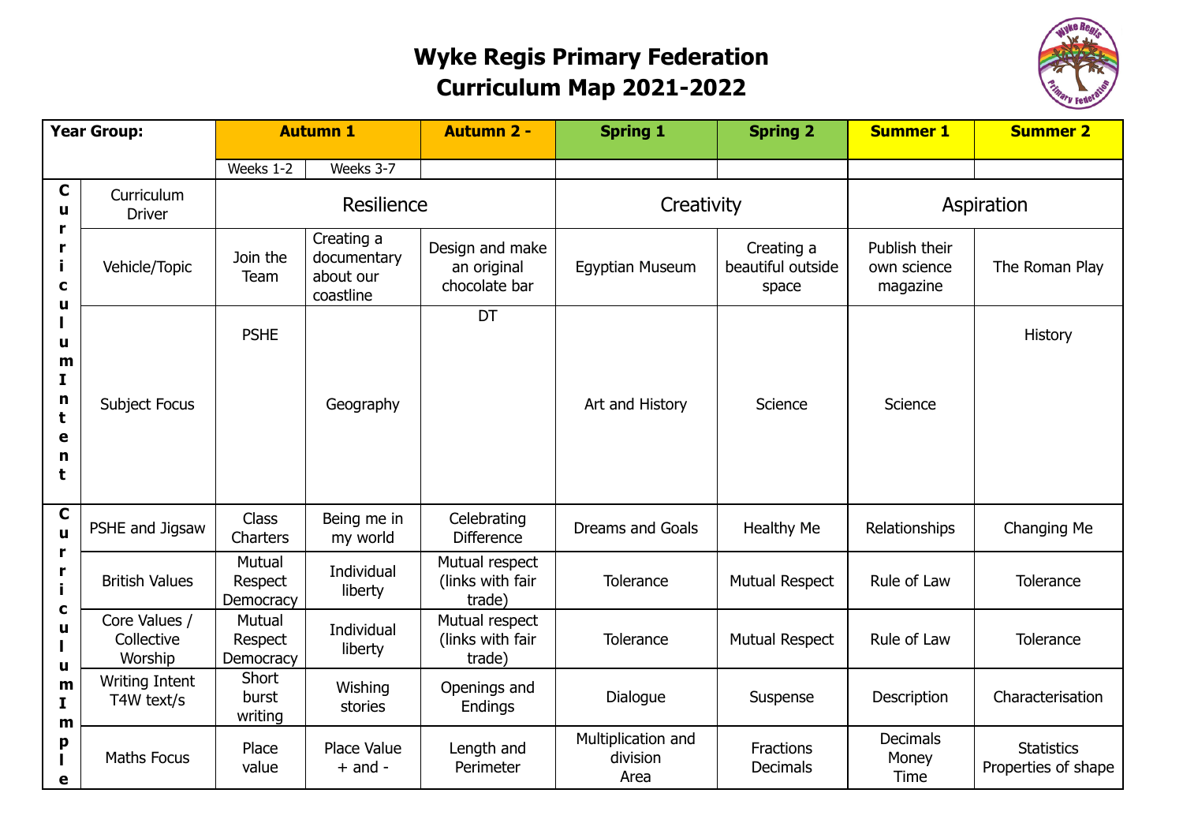# Wyke Regis Primary Federation
# Curriculum Map 2021-2022

| | Year Group: | Autumn 1 | | Autumn 2 - | Spring 1 | Spring 2 | Summer 1 | Summer 2 |
|---|---|---|---|---|---|---|---|---|
| | | Weeks 1-2 | Weeks 3-7 | | | | | |
| Curriculum Intent | Curriculum Driver | Resilience | | | Creativity | | Aspiration | |
| | Vehicle/Topic | Join the Team | Creating a documentary about our coastline | Design and make an original chocolate bar | Egyptian Museum | Creating a beautiful outside space | Publish their own science magazine | The Roman Play |
| | Subject Focus | PSHE | Geography | DT | Art and History | Science | Science | History |
| Curriculum Imple | PSHE and Jigsaw | Class Charters | Being me in my world | Celebrating Difference | Dreams and Goals | Healthy Me | Relationships | Changing Me |
| | British Values | Mutual Respect Democracy | Individual liberty | Mutual respect (links with fair trade) | Tolerance | Mutual Respect | Rule of Law | Tolerance |
| | Core Values / Collective Worship | Mutual Respect Democracy | Individual liberty | Mutual respect (links with fair trade) | Tolerance | Mutual Respect | Rule of Law | Tolerance |
| | Writing Intent T4W text/s | Short burst writing | Wishing stories | Openings and Endings | Dialogue | Suspense | Description | Characterisation |
| | Maths Focus | Place value | Place Value + and - | Length and Perimeter | Multiplication and division Area | Fractions Decimals | Decimals Money Time | Statistics Properties of shape |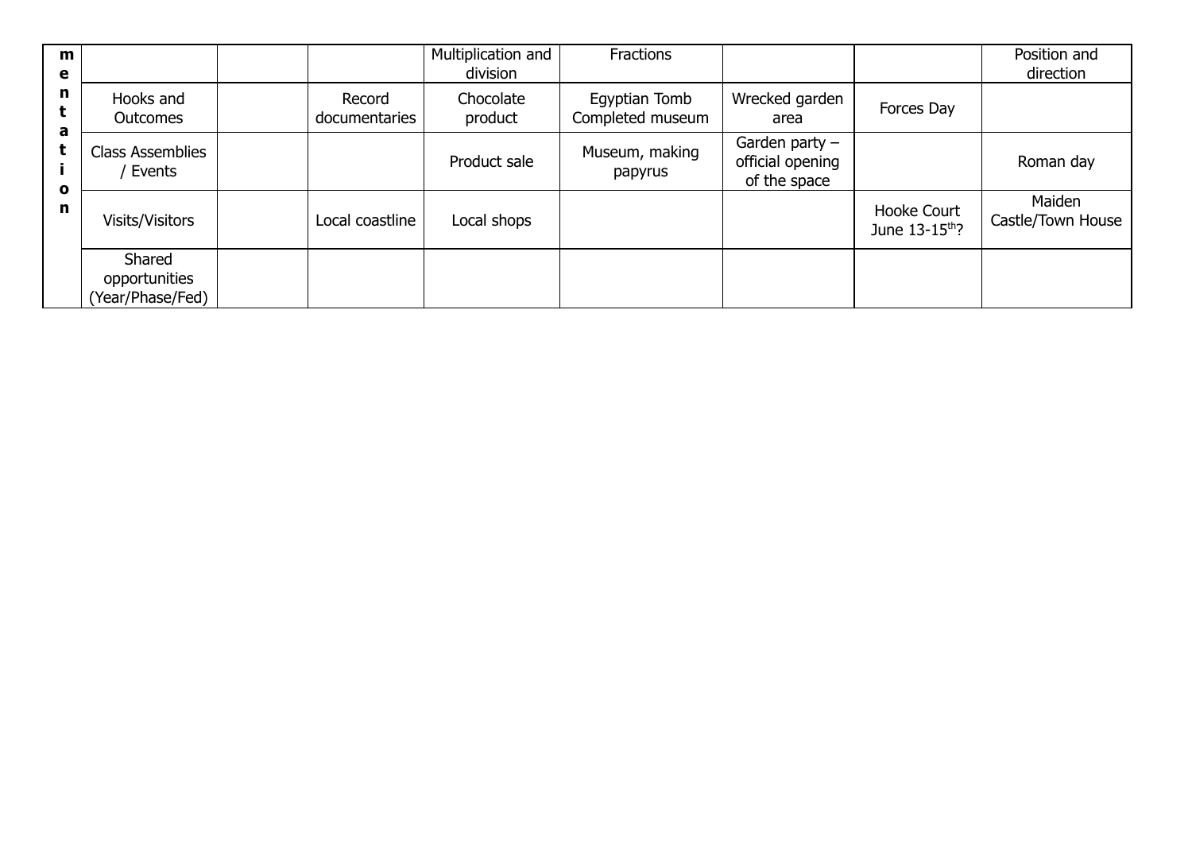| | | | | | | | | |
|---|---|---|---|---|---|---|---|---|
| mentation | | | | Multiplication and division | Fractions | | | Position and direction |
| | Hooks and Outcomes | | Record documentaries | Chocolate product | Egyptian Tomb Completed museum | Wrecked garden area | Forces Day | |
| | Class Assemblies / Events | | | Product sale | Museum, making papyrus | Garden party – official opening of the space | | Roman day |
| | Visits/Visitors | | Local coastline | Local shops | | | Hooke Court June 13-15th? | Maiden Castle/Town House |
| | Shared opportunities (Year/Phase/Fed) | | | | | | | |